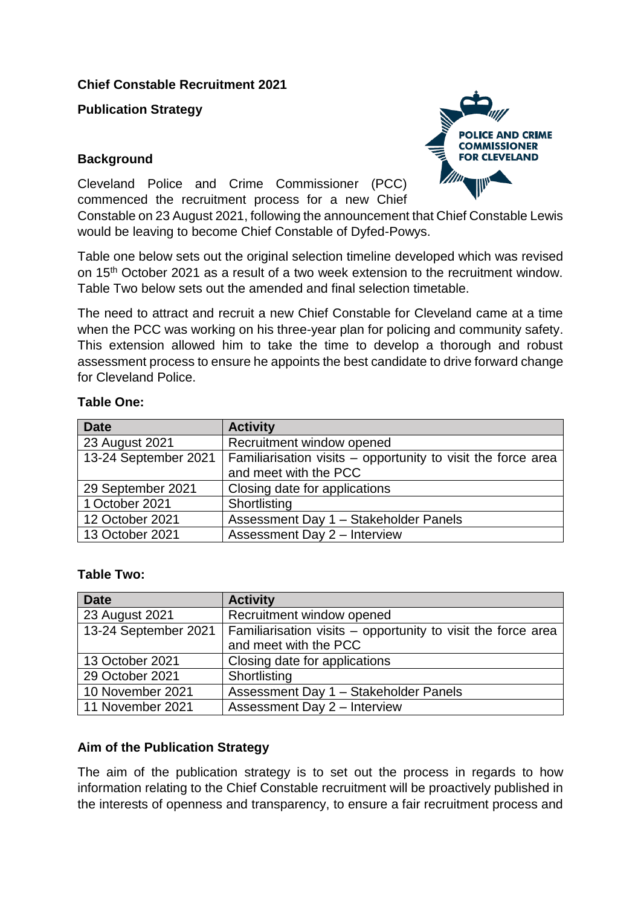**Chief Constable Recruitment 2021**

**Publication Strategy**

**Background**

Cleveland Police and Crime Commissioner (PCC) commenced the recruitment process for a new Chief Constable on 23 August 2021, following the announcement that Chief Constable Lewis would be leaving to become Chief Constable of Dyfed-Powys.

Table one below sets out the original selection timeline developed which was revised on 15th October 2021 as a result of a two week extension to the recruitment window. Table Two below sets out the amended and final selection timetable.

The need to attract and recruit a new Chief Constable for Cleveland came at a time when the PCC was working on his three-year plan for policing and community safety. This extension allowed him to take the time to develop a thorough and robust assessment process to ensure he appoints the best candidate to drive forward change for Cleveland Police.

**Table One:**

| Date | Activity |
|---|---|
| 23 August 2021 | Recruitment window opened |
| 13-24 September 2021 | Familiarisation visits – opportunity to visit the force area and meet with the PCC |
| 29 September 2021 | Closing date for applications |
| 1 October 2021 | Shortlisting |
| 12 October 2021 | Assessment Day 1 – Stakeholder Panels |
| 13 October 2021 | Assessment Day 2 – Interview |

**Table Two:**

| Date | Activity |
|---|---|
| 23 August 2021 | Recruitment window opened |
| 13-24 September 2021 | Familiarisation visits – opportunity to visit the force area and meet with the PCC |
| 13 October 2021 | Closing date for applications |
| 29 October 2021 | Shortlisting |
| 10 November 2021 | Assessment Day 1 – Stakeholder Panels |
| 11 November 2021 | Assessment Day 2 – Interview |

**Aim of the Publication Strategy**

The aim of the publication strategy is to set out the process in regards to how information relating to the Chief Constable recruitment will be proactively published in the interests of openness and transparency, to ensure a fair recruitment process and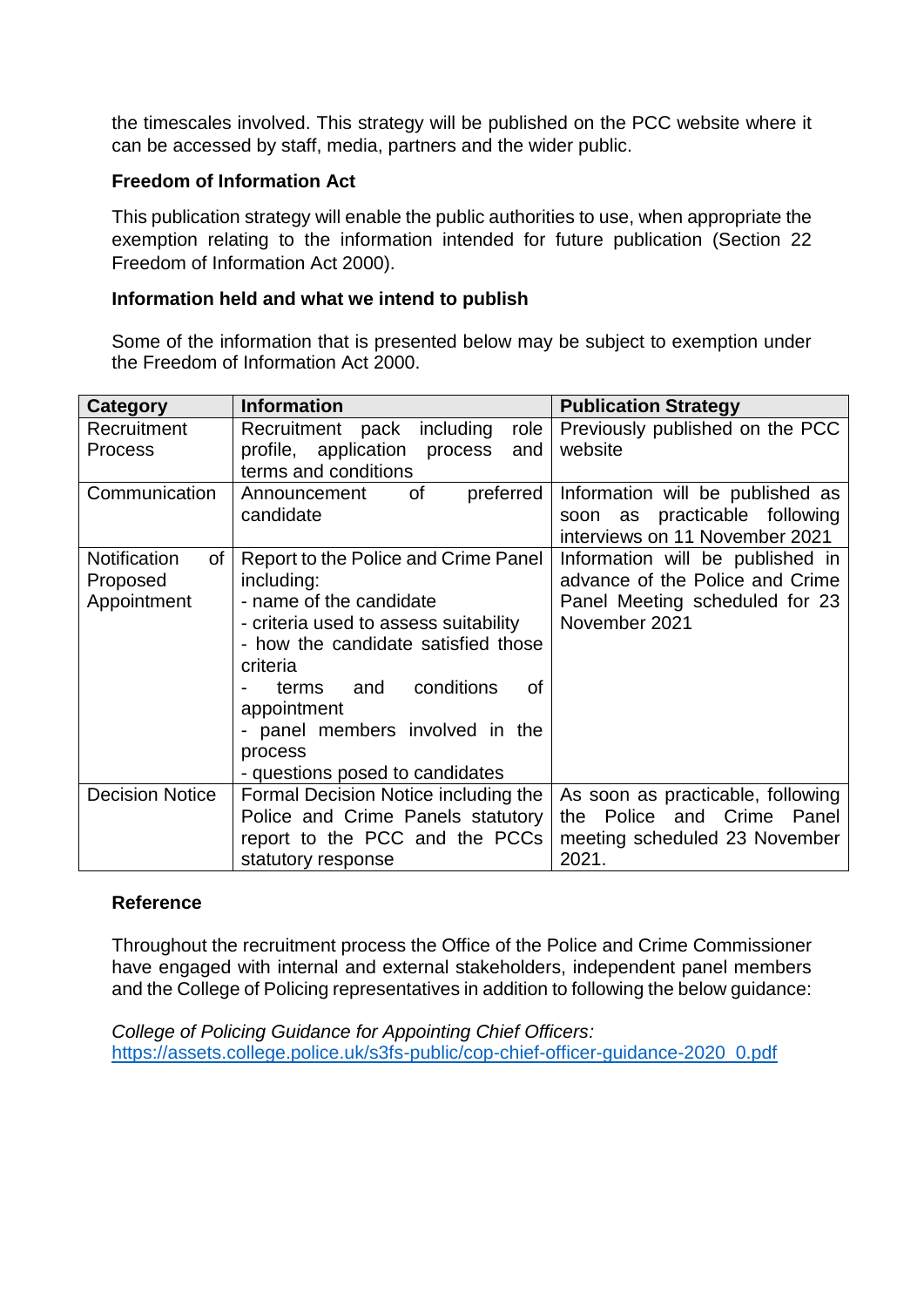the timescales involved. This strategy will be published on the PCC website where it can be accessed by staff, media, partners and the wider public.

**Freedom of Information Act**

This publication strategy will enable the public authorities to use, when appropriate the exemption relating to the information intended for future publication (Section 22 Freedom of Information Act 2000).

**Information held and what we intend to publish**

Some of the information that is presented below may be subject to exemption under the Freedom of Information Act 2000.

| Category | Information | Publication Strategy |
|---|---|---|
| Recruitment Process | Recruitment pack including role profile, application process and terms and conditions | Previously published on the PCC website |
| Communication | Announcement of preferred candidate | Information will be published as soon as practicable following interviews on 11 November 2021 |
| Notification of Proposed Appointment | Report to the Police and Crime Panel including:<br>- name of the candidate<br>- criteria used to assess suitability<br>- how the candidate satisfied those criteria<br>- terms and conditions of appointment<br>- panel members involved in the process<br>- questions posed to candidates | Information will be published in advance of the Police and Crime Panel Meeting scheduled for 23 November 2021 |
| Decision Notice | Formal Decision Notice including the Police and Crime Panels statutory report to the PCC and the PCCs statutory response | As soon as practicable, following the Police and Crime Panel meeting scheduled 23 November 2021. |

**Reference**

Throughout the recruitment process the Office of the Police and Crime Commissioner have engaged with internal and external stakeholders, independent panel members and the College of Policing representatives in addition to following the below guidance:

*College of Policing Guidance for Appointing Chief Officers:*
https://assets.college.police.uk/s3fs-public/cop-chief-officer-guidance-2020_0.pdf